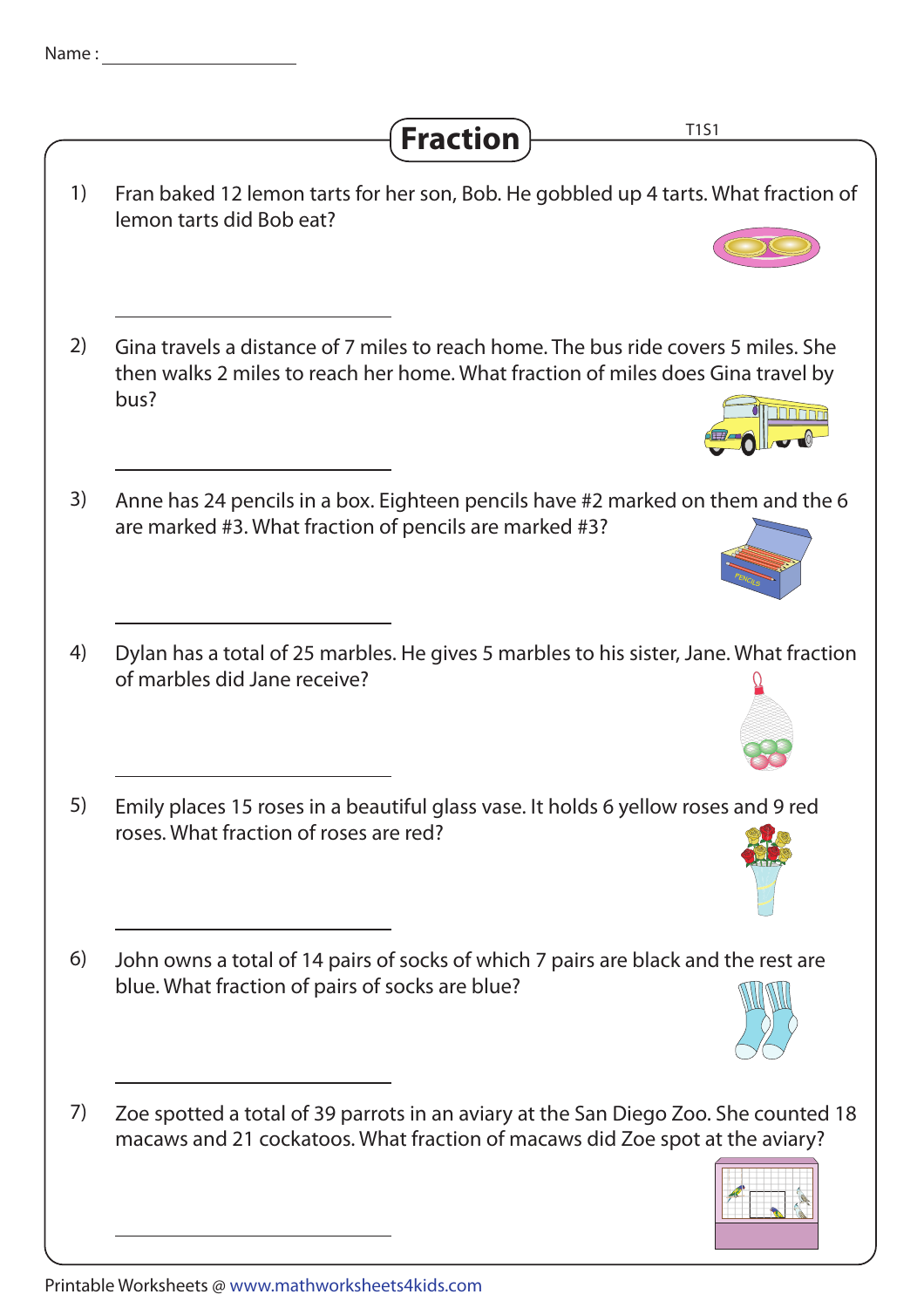Name : ____________________

# Fraction

T1S1

1) Fran baked 12 lemon tarts for her son, Bob. He gobbled up 4 tarts. What fraction of lemon tarts did Bob eat?

____________________

2) Gina travels a distance of 7 miles to reach home. The bus ride covers 5 miles. She then walks 2 miles to reach her home. What fraction of miles does Gina travel by bus?

____________________

3) Anne has 24 pencils in a box. Eighteen pencils have #2 marked on them and the 6 are marked #3. What fraction of pencils are marked #3?

____________________

4) Dylan has a total of 25 marbles. He gives 5 marbles to his sister, Jane. What fraction of marbles did Jane receive?

____________________

5) Emily places 15 roses in a beautiful glass vase. It holds 6 yellow roses and 9 red roses. What fraction of roses are red?

____________________

6) John owns a total of 14 pairs of socks of which 7 pairs are black and the rest are blue. What fraction of pairs of socks are blue?

____________________

7) Zoe spotted a total of 39 parrots in an aviary at the San Diego Zoo. She counted 18 macaws and 21 cockatoos. What fraction of macaws did Zoe spot at the aviary?

____________________

Printable Worksheets @ www.mathworksheets4kids.com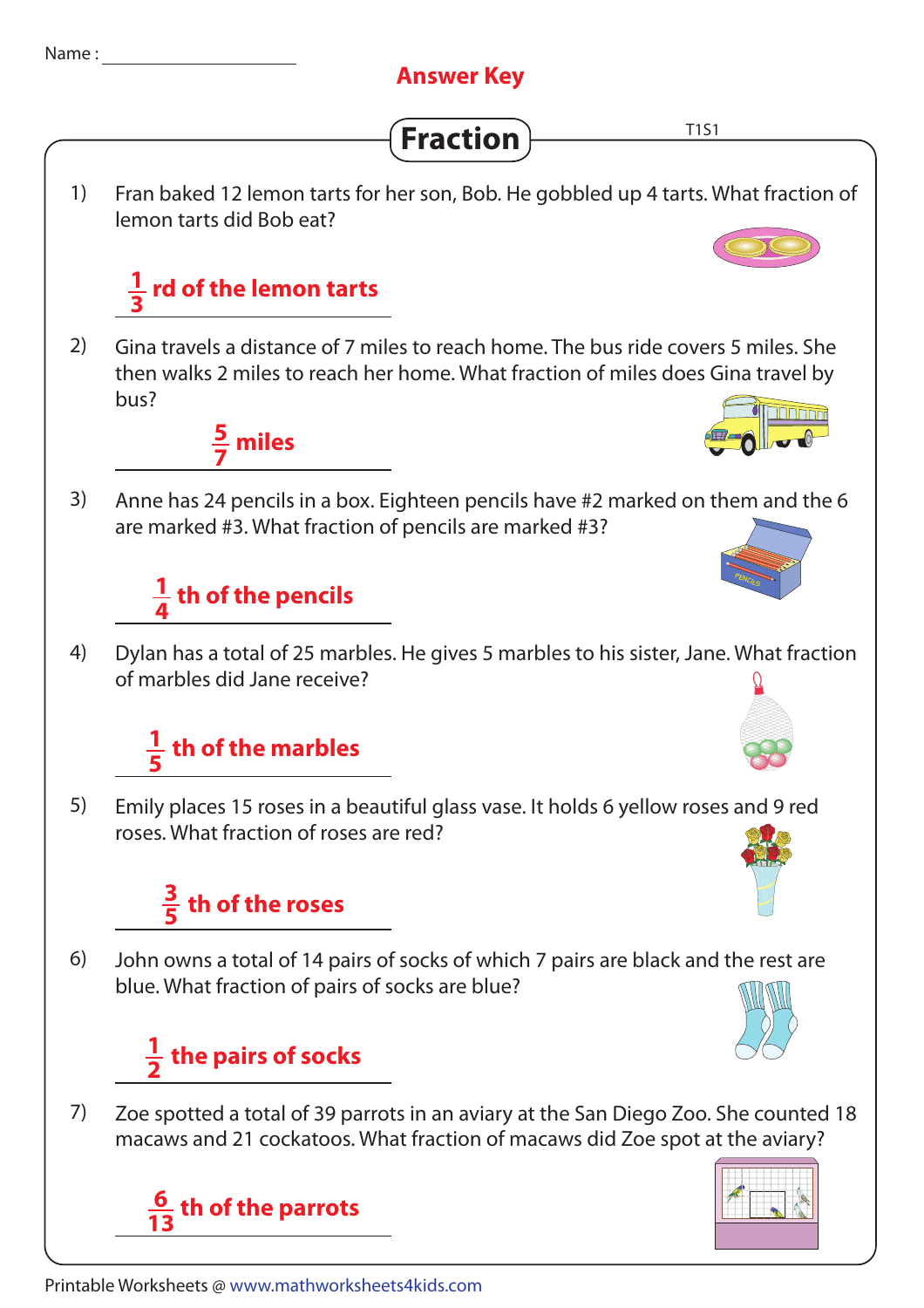Name : ____________________

**Answer Key**

# Fraction

T1S1

1) Fran baked 12 lemon tarts for her son, Bob. He gobbled up 4 tarts. What fraction of lemon tarts did Bob eat?

   **$\frac{1}{3}$ rd of the lemon tarts**

2) Gina travels a distance of 7 miles to reach home. The bus ride covers 5 miles. She then walks 2 miles to reach her home. What fraction of miles does Gina travel by bus?

   **$\frac{5}{7}$ miles**

3) Anne has 24 pencils in a box. Eighteen pencils have #2 marked on them and the 6 are marked #3. What fraction of pencils are marked #3?

   **$\frac{1}{4}$ th of the pencils**

4) Dylan has a total of 25 marbles. He gives 5 marbles to his sister, Jane. What fraction of marbles did Jane receive?

   **$\frac{1}{5}$ th of the marbles**

5) Emily places 15 roses in a beautiful glass vase. It holds 6 yellow roses and 9 red roses. What fraction of roses are red?

   **$\frac{3}{5}$ th of the roses**

6) John owns a total of 14 pairs of socks of which 7 pairs are black and the rest are blue. What fraction of pairs of socks are blue?

   **$\frac{1}{2}$ the pairs of socks**

7) Zoe spotted a total of 39 parrots in an aviary at the San Diego Zoo. She counted 18 macaws and 21 cockatoos. What fraction of macaws did Zoe spot at the aviary?

   **$\frac{6}{13}$ th of the parrots**

Printable Worksheets @ www.mathworksheets4kids.com